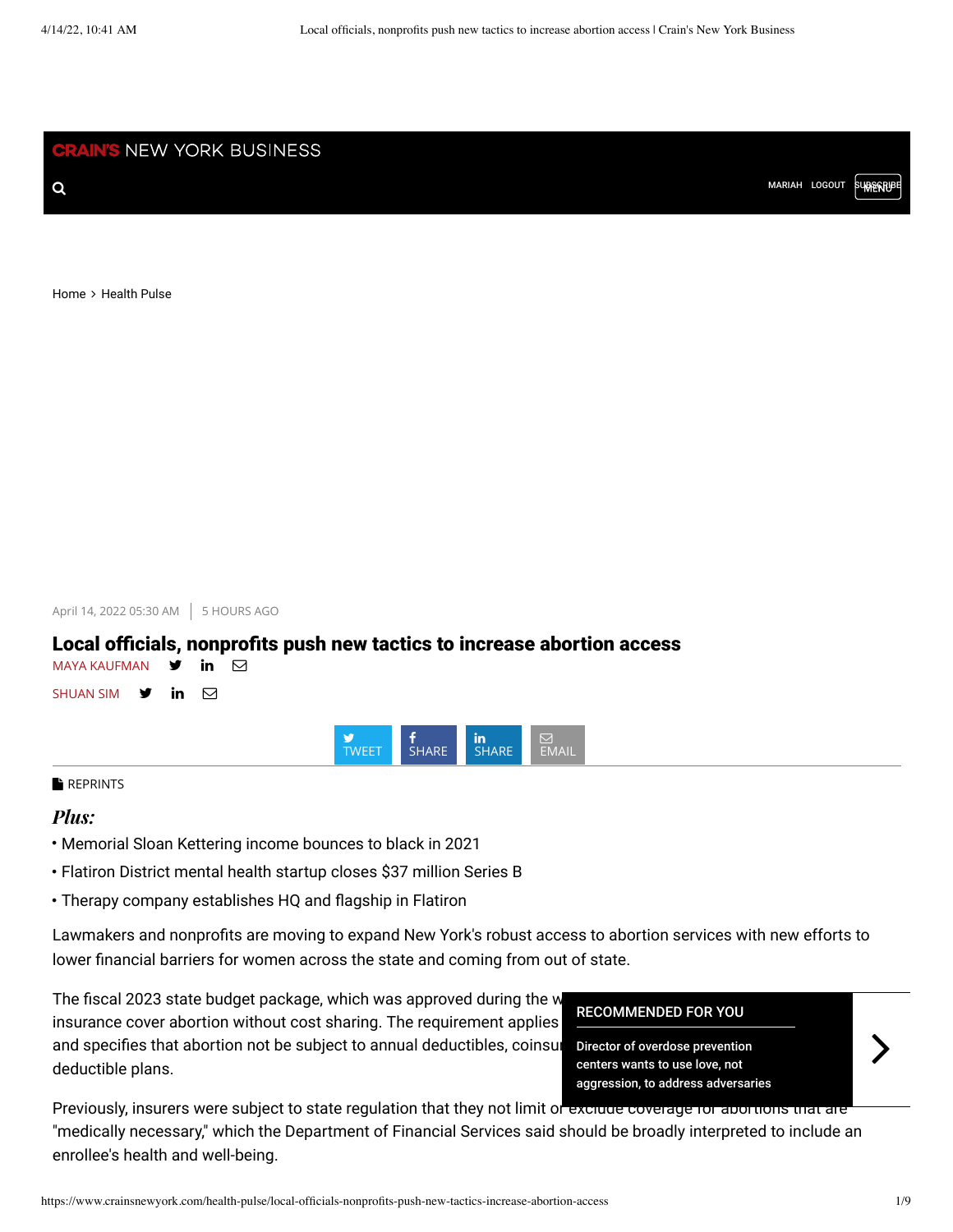Home > Health Pulse

April 14, 2022 05:30 AM | 5 HOURS AGO

# Local officials, nonprofits push new tactics to increase abortion access

MAYA KAUFMAN

SHUAN SIM

REPRINTS

***Plus:***

- Memorial Sloan Kettering income bounces to black in 2021
- Flatiron District mental health startup closes $37 million Series B
- Therapy company establishes HQ and flagship in Flatiron

Lawmakers and nonprofits are moving to expand New York's robust access to abortion services with new efforts to lower financial barriers for women across the state and coming from out of state.

The fiscal 2023 state budget package, which was approved during the w insurance cover abortion without cost sharing. The requirement applies and specifies that abortion not be subject to annual deductibles, coinsu deductible plans.

Previously, insurers were subject to state regulation that they not limit or exclude coverage for abortions that are "medically necessary," which the Department of Financial Services said should be broadly interpreted to include an enrollee's health and well-being.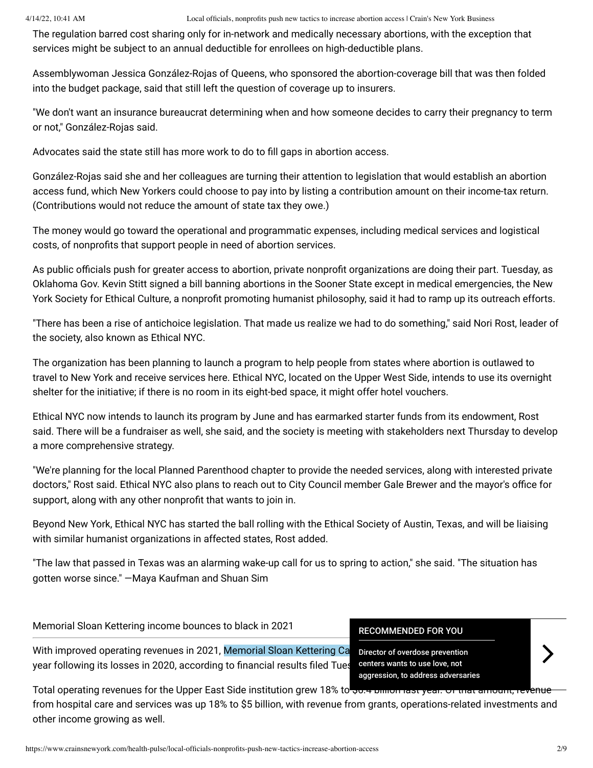The regulation barred cost sharing only for in-network and medically necessary abortions, with the exception that services might be subject to an annual deductible for enrollees on high-deductible plans.

Assemblywoman Jessica González-Rojas of Queens, who sponsored the abortion-coverage bill that was then folded into the budget package, said that still left the question of coverage up to insurers.

"We don't want an insurance bureaucrat determining when and how someone decides to carry their pregnancy to term or not," González-Rojas said.

Advocates said the state still has more work to do to fill gaps in abortion access.

González-Rojas said she and her colleagues are turning their attention to legislation that would establish an abortion access fund, which New Yorkers could choose to pay into by listing a contribution amount on their income-tax return. (Contributions would not reduce the amount of state tax they owe.)

The money would go toward the operational and programmatic expenses, including medical services and logistical costs, of nonprofits that support people in need of abortion services.

As public officials push for greater access to abortion, private nonprofit organizations are doing their part. Tuesday, as Oklahoma Gov. Kevin Stitt signed a bill banning abortions in the Sooner State except in medical emergencies, the New York Society for Ethical Culture, a nonprofit promoting humanist philosophy, said it had to ramp up its outreach efforts.

"There has been a rise of antichoice legislation. That made us realize we had to do something," said Nori Rost, leader of the society, also known as Ethical NYC.

The organization has been planning to launch a program to help people from states where abortion is outlawed to travel to New York and receive services here. Ethical NYC, located on the Upper West Side, intends to use its overnight shelter for the initiative; if there is no room in its eight-bed space, it might offer hotel vouchers.

Ethical NYC now intends to launch its program by June and has earmarked starter funds from its endowment, Rost said. There will be a fundraiser as well, she said, and the society is meeting with stakeholders next Thursday to develop a more comprehensive strategy.

"We're planning for the local Planned Parenthood chapter to provide the needed services, along with interested private doctors," Rost said. Ethical NYC also plans to reach out to City Council member Gale Brewer and the mayor's office for support, along with any other nonprofit that wants to join in.

Beyond New York, Ethical NYC has started the ball rolling with the Ethical Society of Austin, Texas, and will be liaising with similar humanist organizations in affected states, Rost added.

"The law that passed in Texas was an alarming wake-up call for us to spring to action," she said. "The situation has gotten worse since." —Maya Kaufman and Shuan Sim

## Memorial Sloan Kettering income bounces to black in 2021

With improved operating revenues in 2021, Memorial Sloan Kettering Ca... year following its losses in 2020, according to financial results filed Tues...

Total operating revenues for the Upper East Side institution grew 18% to $6.4 billion last year. Of that amount, revenue from hospital care and services was up 18% to $5 billion, with revenue from grants, operations-related investments and other income growing as well.

RECOMMENDED FOR YOU

Director of overdose prevention centers wants to use love, not aggression, to address adversaries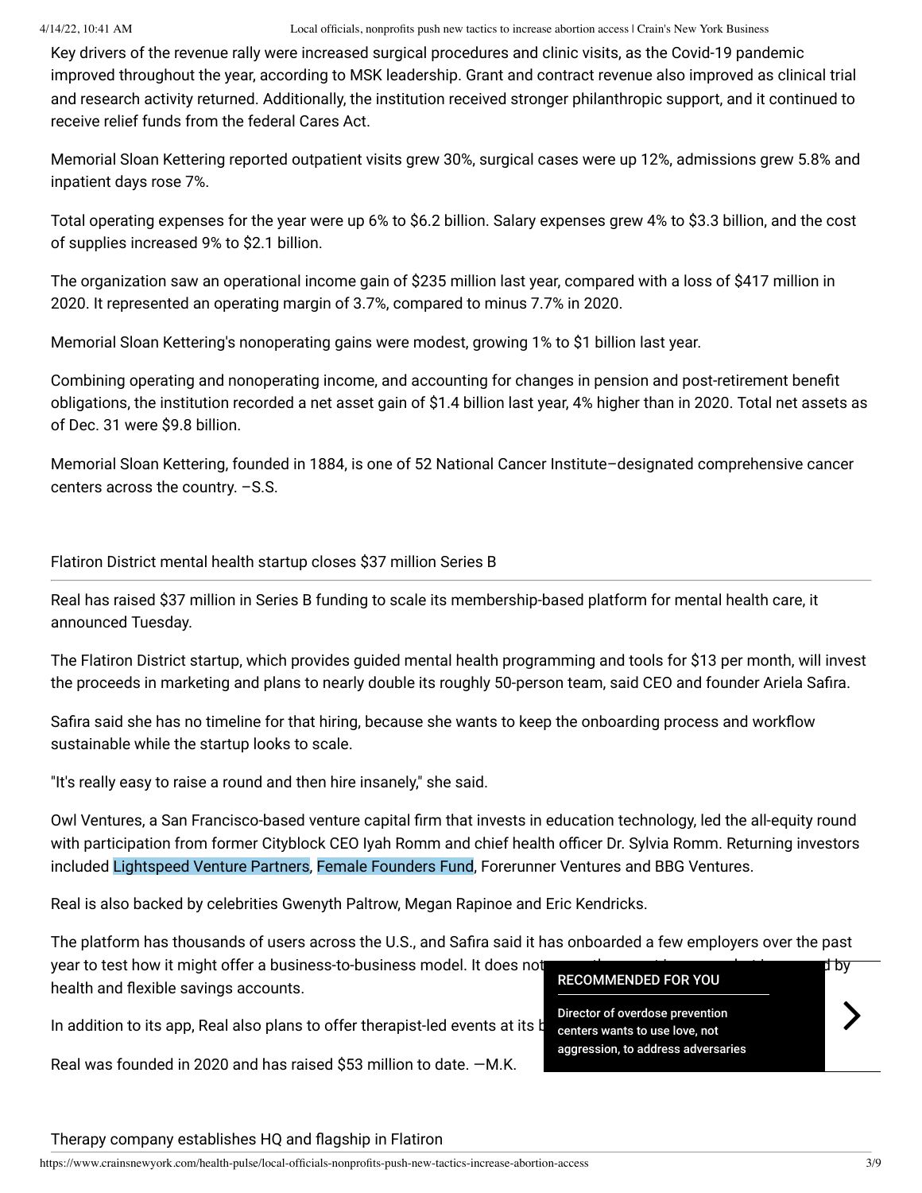Key drivers of the revenue rally were increased surgical procedures and clinic visits, as the Covid-19 pandemic improved throughout the year, according to MSK leadership. Grant and contract revenue also improved as clinical trial and research activity returned. Additionally, the institution received stronger philanthropic support, and it continued to receive relief funds from the federal Cares Act.

Memorial Sloan Kettering reported outpatient visits grew 30%, surgical cases were up 12%, admissions grew 5.8% and inpatient days rose 7%.

Total operating expenses for the year were up 6% to $6.2 billion. Salary expenses grew 4% to $3.3 billion, and the cost of supplies increased 9% to $2.1 billion.

The organization saw an operational income gain of $235 million last year, compared with a loss of $417 million in 2020. It represented an operating margin of 3.7%, compared to minus 7.7% in 2020.

Memorial Sloan Kettering's nonoperating gains were modest, growing 1% to $1 billion last year.

Combining operating and nonoperating income, and accounting for changes in pension and post-retirement benefit obligations, the institution recorded a net asset gain of $1.4 billion last year, 4% higher than in 2020. Total net assets as of Dec. 31 were $9.8 billion.

Memorial Sloan Kettering, founded in 1884, is one of 52 National Cancer Institute–designated comprehensive cancer centers across the country. –S.S.

## Flatiron District mental health startup closes $37 million Series B

Real has raised $37 million in Series B funding to scale its membership-based platform for mental health care, it announced Tuesday.

The Flatiron District startup, which provides guided mental health programming and tools for $13 per month, will invest the proceeds in marketing and plans to nearly double its roughly 50-person team, said CEO and founder Ariela Safira.

Safira said she has no timeline for that hiring, because she wants to keep the onboarding process and workflow sustainable while the startup looks to scale.

"It's really easy to raise a round and then hire insanely," she said.

Owl Ventures, a San Francisco-based venture capital firm that invests in education technology, led the all-equity round with participation from former Cityblock CEO Iyah Romm and chief health officer Dr. Sylvia Romm. Returning investors included Lightspeed Venture Partners, Female Founders Fund, Forerunner Ventures and BBG Ventures.

Real is also backed by celebrities Gwenyth Paltrow, Megan Rapinoe and Eric Kendricks.

The platform has thousands of users across the U.S., and Safira said it has onboarded a few employers over the past year to test how it might offer a business-to-business model. It does not [...] by health and flexible savings accounts.

In addition to its app, Real also plans to offer therapist-led events at its [...]

Real was founded in 2020 and has raised $53 million to date. —M.K.

## Therapy company establishes HQ and flagship in Flatiron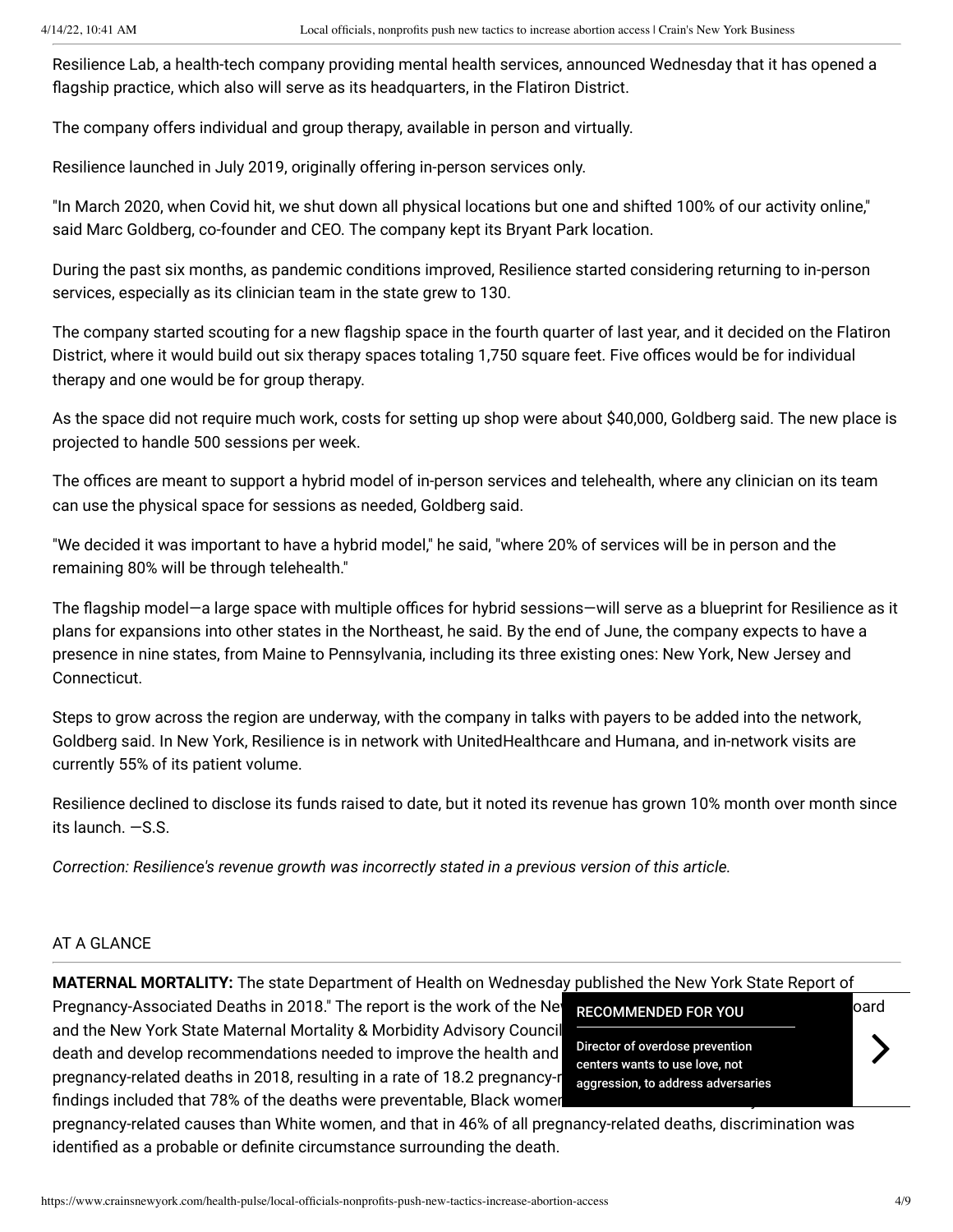Resilience Lab, a health-tech company providing mental health services, announced Wednesday that it has opened a flagship practice, which also will serve as its headquarters, in the Flatiron District.

The company offers individual and group therapy, available in person and virtually.

Resilience launched in July 2019, originally offering in-person services only.

"In March 2020, when Covid hit, we shut down all physical locations but one and shifted 100% of our activity online," said Marc Goldberg, co-founder and CEO. The company kept its Bryant Park location.

During the past six months, as pandemic conditions improved, Resilience started considering returning to in-person services, especially as its clinician team in the state grew to 130.

The company started scouting for a new flagship space in the fourth quarter of last year, and it decided on the Flatiron District, where it would build out six therapy spaces totaling 1,750 square feet. Five offices would be for individual therapy and one would be for group therapy.

As the space did not require much work, costs for setting up shop were about $40,000, Goldberg said. The new place is projected to handle 500 sessions per week.

The offices are meant to support a hybrid model of in-person services and telehealth, where any clinician on its team can use the physical space for sessions as needed, Goldberg said.

"We decided it was important to have a hybrid model," he said, "where 20% of services will be in person and the remaining 80% will be through telehealth."

The flagship model—a large space with multiple offices for hybrid sessions—will serve as a blueprint for Resilience as it plans for expansions into other states in the Northeast, he said. By the end of June, the company expects to have a presence in nine states, from Maine to Pennsylvania, including its three existing ones: New York, New Jersey and Connecticut.

Steps to grow across the region are underway, with the company in talks with payers to be added into the network, Goldberg said. In New York, Resilience is in network with UnitedHealthcare and Humana, and in-network visits are currently 55% of its patient volume.

Resilience declined to disclose its funds raised to date, but it noted its revenue has grown 10% month over month since its launch. —S.S.

*Correction: Resilience's revenue growth was incorrectly stated in a previous version of this article.*

AT A GLANCE

**MATERNAL MORTALITY:** The state Department of Health on Wednesday published the New York State Report of Pregnancy-Associated Deaths in 2018." The report is the work of the Ne[...]oard and the New York State Maternal Mortality & Morbidity Advisory Council[...] death and develop recommendations needed to improve the health and [...] pregnancy-related deaths in 2018, resulting in a rate of 18.2 pregnancy-r[...] findings included that 78% of the deaths were preventable, Black women[...] pregnancy-related causes than White women, and that in 46% of all pregnancy-related deaths, discrimination was identified as a probable or definite circumstance surrounding the death.

RECOMMENDED FOR YOU

Director of overdose prevention centers wants to use love, not aggression, to address adversaries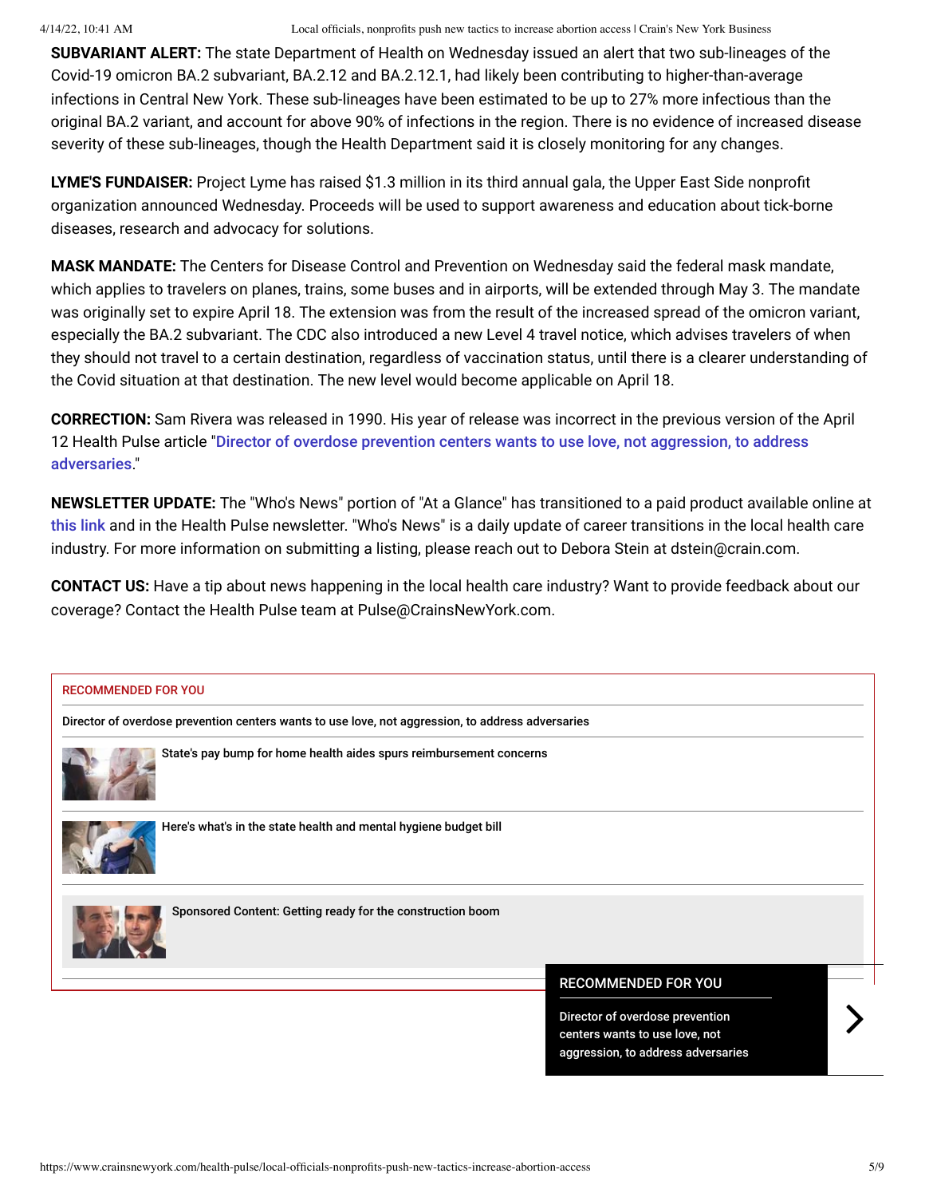**SUBVARIANT ALERT:** The state Department of Health on Wednesday issued an alert that two sub-lineages of the Covid-19 omicron BA.2 subvariant, BA.2.12 and BA.2.12.1, had likely been contributing to higher-than-average infections in Central New York. These sub-lineages have been estimated to be up to 27% more infectious than the original BA.2 variant, and account for above 90% of infections in the region. There is no evidence of increased disease severity of these sub-lineages, though the Health Department said it is closely monitoring for any changes.

**LYME'S FUNDAISER:** Project Lyme has raised $1.3 million in its third annual gala, the Upper East Side nonprofit organization announced Wednesday. Proceeds will be used to support awareness and education about tick-borne diseases, research and advocacy for solutions.

**MASK MANDATE:** The Centers for Disease Control and Prevention on Wednesday said the federal mask mandate, which applies to travelers on planes, trains, some buses and in airports, will be extended through May 3. The mandate was originally set to expire April 18. The extension was from the result of the increased spread of the omicron variant, especially the BA.2 subvariant. The CDC also introduced a new Level 4 travel notice, which advises travelers of when they should not travel to a certain destination, regardless of vaccination status, until there is a clearer understanding of the Covid situation at that destination. The new level would become applicable on April 18.

**CORRECTION:** Sam Rivera was released in 1990. His year of release was incorrect in the previous version of the April 12 Health Pulse article "Director of overdose prevention centers wants to use love, not aggression, to address adversaries."

**NEWSLETTER UPDATE:** The "Who's News" portion of "At a Glance" has transitioned to a paid product available online at this link and in the Health Pulse newsletter. "Who's News" is a daily update of career transitions in the local health care industry. For more information on submitting a listing, please reach out to Debora Stein at dstein@crain.com.

**CONTACT US:** Have a tip about news happening in the local health care industry? Want to provide feedback about our coverage? Contact the Health Pulse team at Pulse@CrainsNewYork.com.

RECOMMENDED FOR YOU

Director of overdose prevention centers wants to use love, not aggression, to address adversaries

State's pay bump for home health aides spurs reimbursement concerns

Here's what's in the state health and mental hygiene budget bill

Sponsored Content: Getting ready for the construction boom

RECOMMENDED FOR YOU

Director of overdose prevention centers wants to use love, not aggression, to address adversaries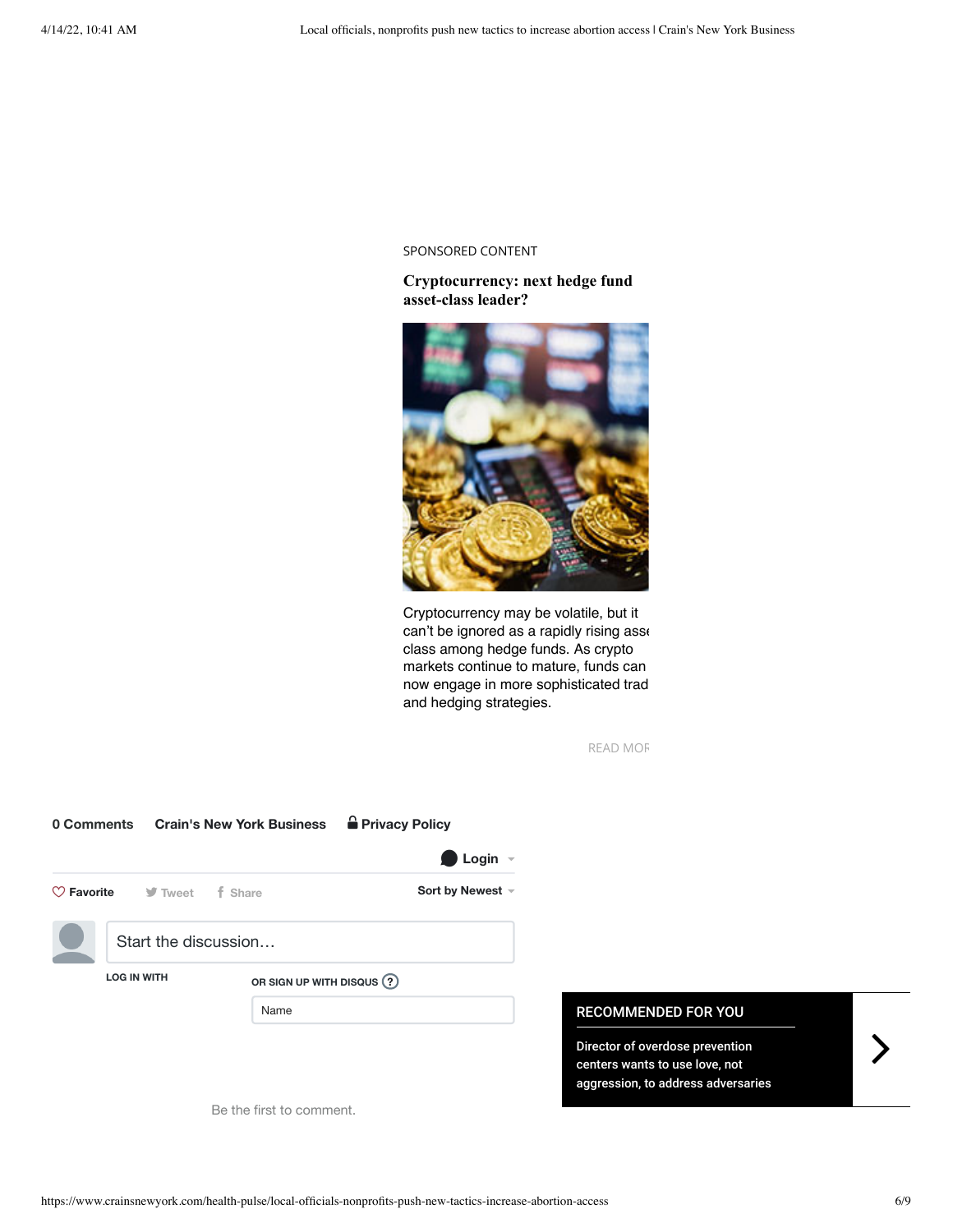SPONSORED CONTENT

**Cryptocurrency: next hedge fund asset-class leader?**

Cryptocurrency may be volatile, but it can't be ignored as a rapidly rising asse class among hedge funds. As crypto markets continue to mature, funds can now engage in more sophisticated trad and hedging strategies.

READ MOF

**0 Comments** **Crain's New York Business** **Privacy Policy**

**Login**

**Favorite** Tweet Share **Sort by Newest**

Start the discussion…

LOG IN WITH

OR SIGN UP WITH DISQUS ?

Name

Be the first to comment.

**RECOMMENDED FOR YOU**

Director of overdose prevention centers wants to use love, not aggression, to address adversaries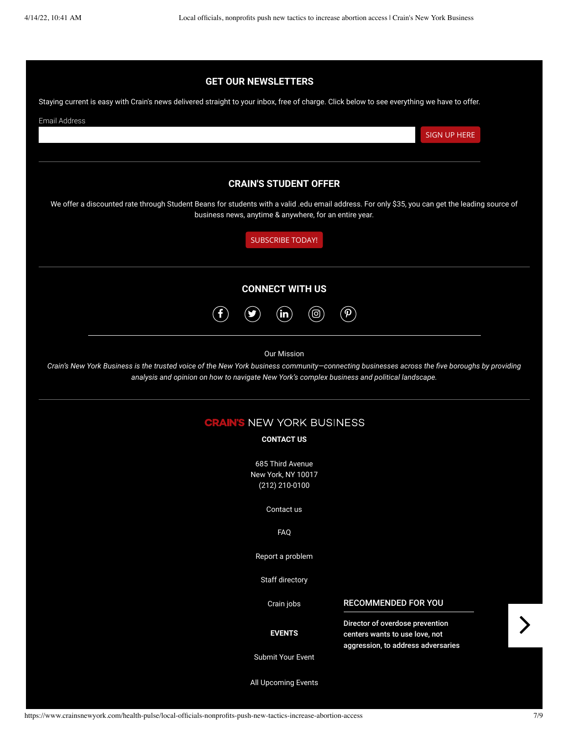## GET OUR NEWSLETTERS

Staying current is easy with Crain's news delivered straight to your inbox, free of charge. Click below to see everything we have to offer.

Email Address

SIGN UP HERE

## CRAIN'S STUDENT OFFER

We offer a discounted rate through Student Beans for students with a valid .edu email address. For only $35, you can get the leading source of business news, anytime & anywhere, for an entire year.

SUBSCRIBE TODAY!

## CONNECT WITH US

Our Mission

*Crain's New York Business is the trusted voice of the New York business community—connecting businesses across the five boroughs by providing analysis and opinion on how to navigate New York's complex business and political landscape.*

CRAIN'S NEW YORK BUSINESS

**CONTACT US**

685 Third Avenue
New York, NY 10017
(212) 210-0100

Contact us

FAQ

Report a problem

Staff directory

Crain jobs

**EVENTS**

Submit Your Event

All Upcoming Events

**RECOMMENDED FOR YOU**

**Director of overdose prevention centers wants to use love, not aggression, to address adversaries**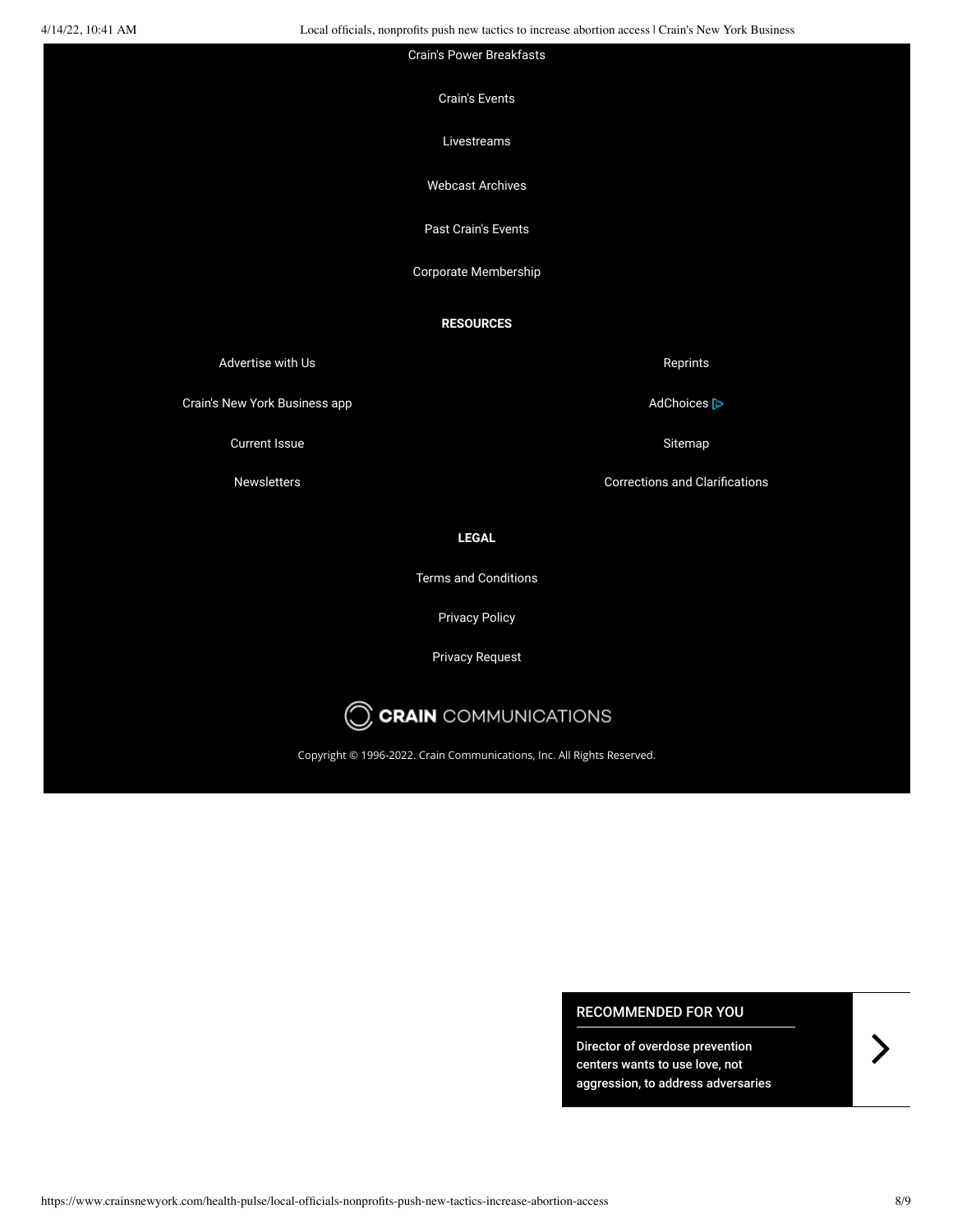Crain's Power Breakfasts

Crain's Events

Livestreams

Webcast Archives

Past Crain's Events

Corporate Membership

**RESOURCES**

Advertise with Us

Crain's New York Business app

Current Issue

Newsletters

Reprints

AdChoices

Sitemap

Corrections and Clarifications

**LEGAL**

Terms and Conditions

Privacy Policy

Privacy Request

CRAIN COMMUNICATIONS

Copyright © 1996-2022. Crain Communications, Inc. All Rights Reserved.

RECOMMENDED FOR YOU

**Director of overdose prevention centers wants to use love, not aggression, to address adversaries**